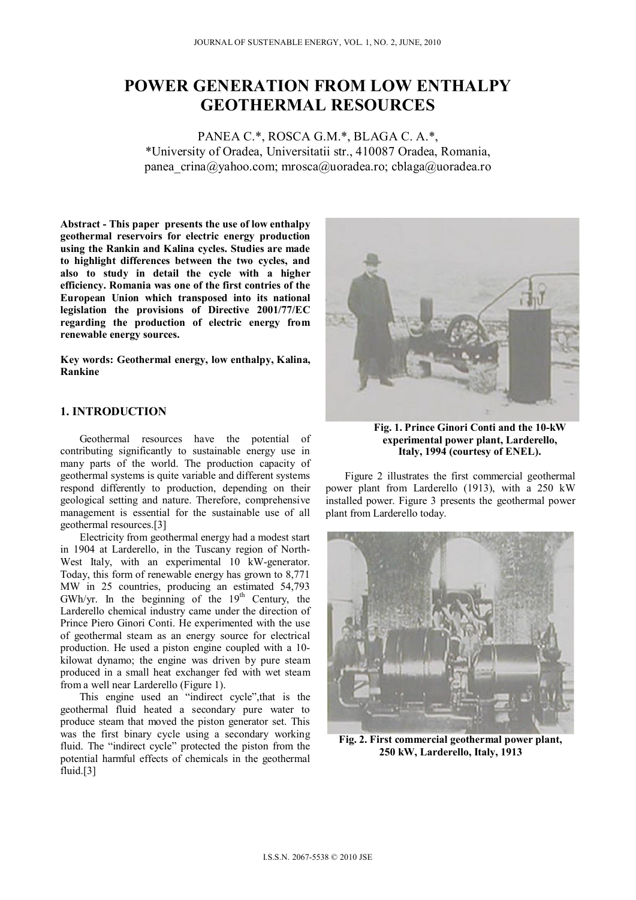# POWER GENERATION FROM LOW ENTHALPY GEOTHERMAL RESOURCES

PANEA C.*, ROSCA G.M.*, BLAGA C. A.*,
*University of Oradea, Universitatii str., 410087 Oradea, Romania,
panea_crina@yahoo.com; mrosca@uoradea.ro; cblaga@uoradea.ro

**Abstract - This paper presents the use of low enthalpy geothermal reservoirs for electric energy production using the Rankin and Kalina cycles. Studies are made to highlight differences between the two cycles, and also to study in detail the cycle with a higher efficiency. Romania was one of the first contries of the European Union which transposed into its national legislation the provisions of Directive 2001/77/EC regarding the production of electric energy from renewable energy sources.**

**Key words: Geothermal energy, low enthalpy, Kalina, Rankine**

## 1. INTRODUCTION

Geothermal resources have the potential of contributing significantly to sustainable energy use in many parts of the world. The production capacity of geothermal systems is quite variable and different systems respond differently to production, depending on their geological setting and nature. Therefore, comprehensive management is essential for the sustainable use of all geothermal resources.[3]

Electricity from geothermal energy had a modest start in 1904 at Larderello, in the Tuscany region of North-West Italy, with an experimental 10 kW-generator. Today, this form of renewable energy has grown to 8,771 MW in 25 countries, producing an estimated 54,793 GWh/yr. In the beginning of the 19th Century, the Larderello chemical industry came under the direction of Prince Piero Ginori Conti. He experimented with the use of geothermal steam as an energy source for electrical production. He used a piston engine coupled with a 10-kilowat dynamo; the engine was driven by pure steam produced in a small heat exchanger fed with wet steam from a well near Larderello (Figure 1).

This engine used an "indirect cycle",that is the geothermal fluid heated a secondary pure water to produce steam that moved the piston generator set. This was the first binary cycle using a secondary working fluid. The "indirect cycle" protected the piston from the potential harmful effects of chemicals in the geothermal fluid.[3]

**Fig. 1. Prince Ginori Conti and the 10-kW experimental power plant, Larderello, Italy, 1994 (courtesy of ENEL).**

Figure 2 illustrates the first commercial geothermal power plant from Larderello (1913), with a 250 kW installed power. Figure 3 presents the geothermal power plant from Larderello today.

**Fig. 2. First commercial geothermal power plant, 250 kW, Larderello, Italy, 1913**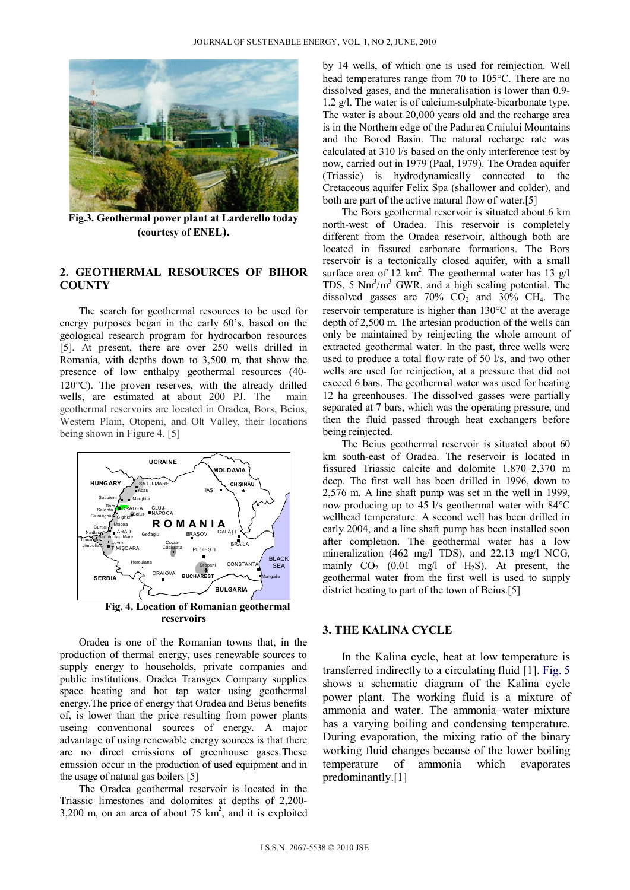Fig.3. Geothermal power plant at Larderello today (courtesy of ENEL).

## 2. GEOTHERMAL RESOURCES OF BIHOR COUNTY

The search for geothermal resources to be used for energy purposes began in the early 60's, based on the geological research program for hydrocarbon resources [5]. At present, there are over 250 wells drilled in Romania, with depths down to 3,500 m, that show the presence of low enthalpy geothermal resources (40-120°C). The proven reserves, with the already drilled wells, are estimated at about 200 PJ. The main geothermal reservoirs are located in Oradea, Bors, Beius, Western Plain, Otopeni, and Olt Valley, their locations being shown in Figure 4. [5]

Fig. 4. Location of Romanian geothermal reservoirs

Oradea is one of the Romanian towns that, in the production of thermal energy, uses renewable sources to supply energy to households, private companies and public institutions. Oradea Transgex Company supplies space heating and hot tap water using geothermal energy.The price of energy that Oradea and Beius benefits of, is lower than the price resulting from power plants useing conventional sources of energy. A major advantage of using renewable energy sources is that there are no direct emissions of greenhouse gases.These emission occur in the production of used equipment and in the usage of natural gas boilers [5]

The Oradea geothermal reservoir is located in the Triassic limestones and dolomites at depths of 2,200-3,200 m, on an area of about 75 km$^2$, and it is exploited by 14 wells, of which one is used for reinjection. Well head temperatures range from 70 to 105°C. There are no dissolved gases, and the mineralisation is lower than 0.9-1.2 g/l. The water is of calcium-sulphate-bicarbonate type. The water is about 20,000 years old and the recharge area is in the Northern edge of the Padurea Craiului Mountains and the Borod Basin. The natural recharge rate was calculated at 310 l/s based on the only interference test by now, carried out in 1979 (Paal, 1979). The Oradea aquifer (Triassic) is hydrodynamically connected to the Cretaceous aquifer Felix Spa (shallower and colder), and both are part of the active natural flow of water.[5]

The Bors geothermal reservoir is situated about 6 km north-west of Oradea. This reservoir is completely different from the Oradea reservoir, although both are located in fissured carbonate formations. The Bors reservoir is a tectonically closed aquifer, with a small surface area of 12 km$^2$. The geothermal water has 13 g/l TDS, 5 Nm$^3$/m$^3$ GWR, and a high scaling potential. The dissolved gasses are 70% $CO_2$ and 30% $CH_4$. The reservoir temperature is higher than 130°C at the average depth of 2,500 m. The artesian production of the wells can only be maintained by reinjecting the whole amount of extracted geothermal water. In the past, three wells were used to produce a total flow rate of 50 l/s, and two other wells are used for reinjection, at a pressure that did not exceed 6 bars. The geothermal water was used for heating 12 ha greenhouses. The dissolved gasses were partially separated at 7 bars, which was the operating pressure, and then the fluid passed through heat exchangers before being reinjected.

The Beius geothermal reservoir is situated about 60 km south-east of Oradea. The reservoir is located in fissured Triassic calcite and dolomite 1,870–2,370 m deep. The first well has been drilled in 1996, down to 2,576 m. A line shaft pump was set in the well in 1999, now producing up to 45 l/s geothermal water with 84°C wellhead temperature. A second well has been drilled in early 2004, and a line shaft pump has been installed soon after completion. The geothermal water has a low mineralization (462 mg/l TDS), and 22.13 mg/l NCG, mainly $CO_2$ (0.01 mg/l of $H_2S$). At present, the geothermal water from the first well is used to supply district heating to part of the town of Beius.[5]

## 3. THE KALINA CYCLE

In the Kalina cycle, heat at low temperature is transferred indirectly to a circulating fluid [1]. Fig. 5 shows a schematic diagram of the Kalina cycle power plant. The working fluid is a mixture of ammonia and water. The ammonia–water mixture has a varying boiling and condensing temperature. During evaporation, the mixing ratio of the binary working fluid changes because of the lower boiling temperature of ammonia which evaporates predominantly.[1]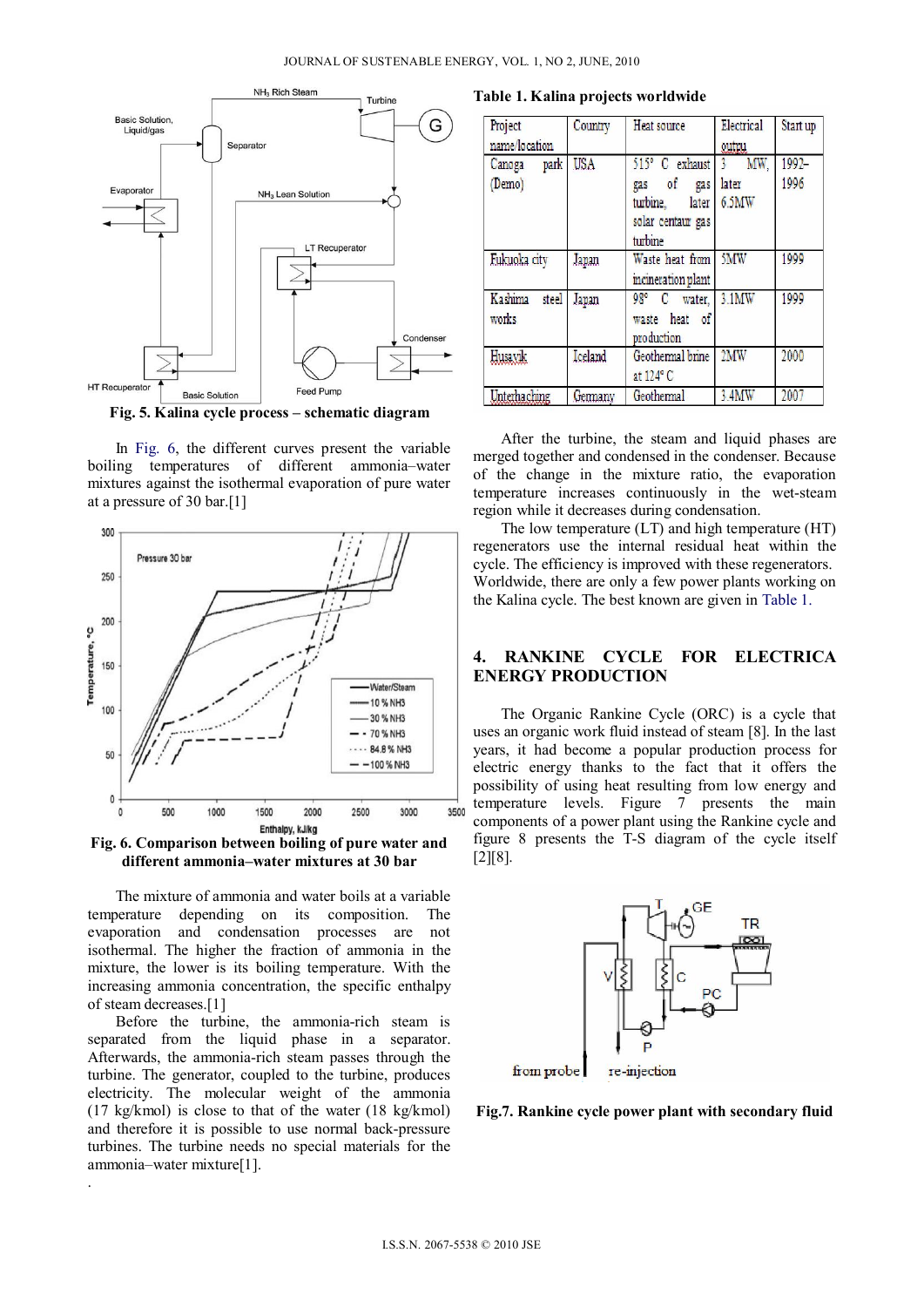Fig. 5. Kalina cycle process – schematic diagram

In Fig. 6, the different curves present the variable boiling temperatures of different ammonia–water mixtures against the isothermal evaporation of pure water at a pressure of 30 bar.[1]

Fig. 6. Comparison between boiling of pure water and different ammonia–water mixtures at 30 bar

The mixture of ammonia and water boils at a variable temperature depending on its composition. The evaporation and condensation processes are not isothermal. The higher the fraction of ammonia in the mixture, the lower is its boiling temperature. With the increasing ammonia concentration, the specific enthalpy of steam decreases.[1]

Before the turbine, the ammonia-rich steam is separated from the liquid phase in a separator. Afterwards, the ammonia-rich steam passes through the turbine. The generator, coupled to the turbine, produces electricity. The molecular weight of the ammonia (17 kg/kmol) is close to that of the water (18 kg/kmol) and therefore it is possible to use normal back-pressure turbines. The turbine needs no special materials for the ammonia–water mixture[1].

**Table 1. Kalina projects worldwide**

| Project name/location | Country | Heat source | Electrical outpu | Start up |
|---|---|---|---|---|
| Canoga park (Demo) | USA | 515° C exhaust gas of gas turbine, later solar centaur gas turbine | 3 MW, later 6.5MW | 1992–1996 |
| Fukuoka city | Japan | Waste heat from incineration plant | 5MW | 1999 |
| Kashima steel works | Japan | 98° C water, waste heat of production | 3.1MW | 1999 |
| Husavik | Iceland | Geothermal brine at 124° C | 2MW | 2000 |
| Unterhaching | Germany | Geothermal | 3.4MW | 2007 |

After the turbine, the steam and liquid phases are merged together and condensed in the condenser. Because of the change in the mixture ratio, the evaporation temperature increases continuously in the wet-steam region while it decreases during condensation.

The low temperature (LT) and high temperature (HT) regenerators use the internal residual heat within the cycle. The efficiency is improved with these regenerators. Worldwide, there are only a few power plants working on the Kalina cycle. The best known are given in Table 1.

## 4. RANKINE CYCLE FOR ELECTRICA ENERGY PRODUCTION

The Organic Rankine Cycle (ORC) is a cycle that uses an organic work fluid instead of steam [8]. In the last years, it had become a popular production process for electric energy thanks to the fact that it offers the possibility of using heat resulting from low energy and temperature levels. Figure 7 presents the main components of a power plant using the Rankine cycle and figure 8 presents the T-S diagram of the cycle itself [2][8].

Fig.7. Rankine cycle power plant with secondary fluid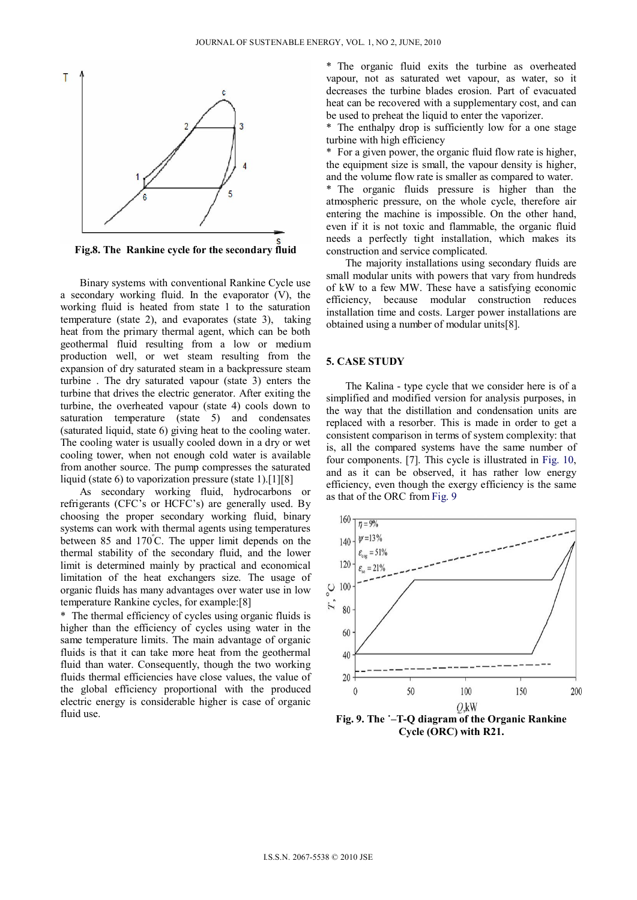Fig.8. The Rankine cycle for the secondary fluid

Binary systems with conventional Rankine Cycle use a secondary working fluid. In the evaporator (V), the working fluid is heated from state 1 to the saturation temperature (state 2), and evaporates (state 3), taking heat from the primary thermal agent, which can be both geothermal fluid resulting from a low or medium production well, or wet steam resulting from the expansion of dry saturated steam in a backpressure steam turbine . The dry saturated vapour (state 3) enters the turbine that drives the electric generator. After exiting the turbine, the overheated vapour (state 4) cools down to saturation temperature (state 5) and condensates (saturated liquid, state 6) giving heat to the cooling water. The cooling water is usually cooled down in a dry or wet cooling tower, when not enough cold water is available from another source. The pump compresses the saturated liquid (state 6) to vaporization pressure (state 1).[1][8]

As secondary working fluid, hydrocarbons or refrigerants (CFC's or HCFC's) are generally used. By choosing the proper secondary working fluid, binary systems can work with thermal agents using temperatures between 85 and 170°C. The upper limit depends on the thermal stability of the secondary fluid, and the lower limit is determined mainly by practical and economical limitation of the heat exchangers size. The usage of organic fluids has many advantages over water use in low temperature Rankine cycles, for example:[8]

* The thermal efficiency of cycles using organic fluids is higher than the efficiency of cycles using water in the same temperature limits. The main advantage of organic fluids is that it can take more heat from the geothermal fluid than water. Consequently, though the two working fluids thermal efficiencies have close values, the value of the global efficiency proportional with the produced electric energy is considerable higher is case of organic fluid use.

* The organic fluid exits the turbine as overheated vapour, not as saturated wet vapour, as water, so it decreases the turbine blades erosion. Part of evacuated heat can be recovered with a supplementary cost, and can be used to preheat the liquid to enter the vaporizer.

* The enthalpy drop is sufficiently low for a one stage turbine with high efficiency

* For a given power, the organic fluid flow rate is higher, the equipment size is small, the vapour density is higher, and the volume flow rate is smaller as compared to water.

* The organic fluids pressure is higher than the atmospheric pressure, on the whole cycle, therefore air entering the machine is impossible. On the other hand, even if it is not toxic and flammable, the organic fluid needs a perfectly tight installation, which makes its construction and service complicated.

The majority installations using secondary fluids are small modular units with powers that vary from hundreds of kW to a few MW. These have a satisfying economic efficiency, because modular construction reduces installation time and costs. Larger power installations are obtained using a number of modular units[8].

## 5. CASE STUDY

The Kalina - type cycle that we consider here is of a simplified and modified version for analysis purposes, in the way that the distillation and condensation units are replaced with a resorber. This is made in order to get a consistent comparison in terms of system complexity: that is, all the compared systems have the same number of four components. [7]. This cycle is illustrated in Fig. 10, and as it can be observed, it has rather low energy efficiency, even though the exergy efficiency is the same as that of the ORC from Fig. 9

Fig. 9. The T–Q diagram of the Organic Rankine Cycle (ORC) with R21.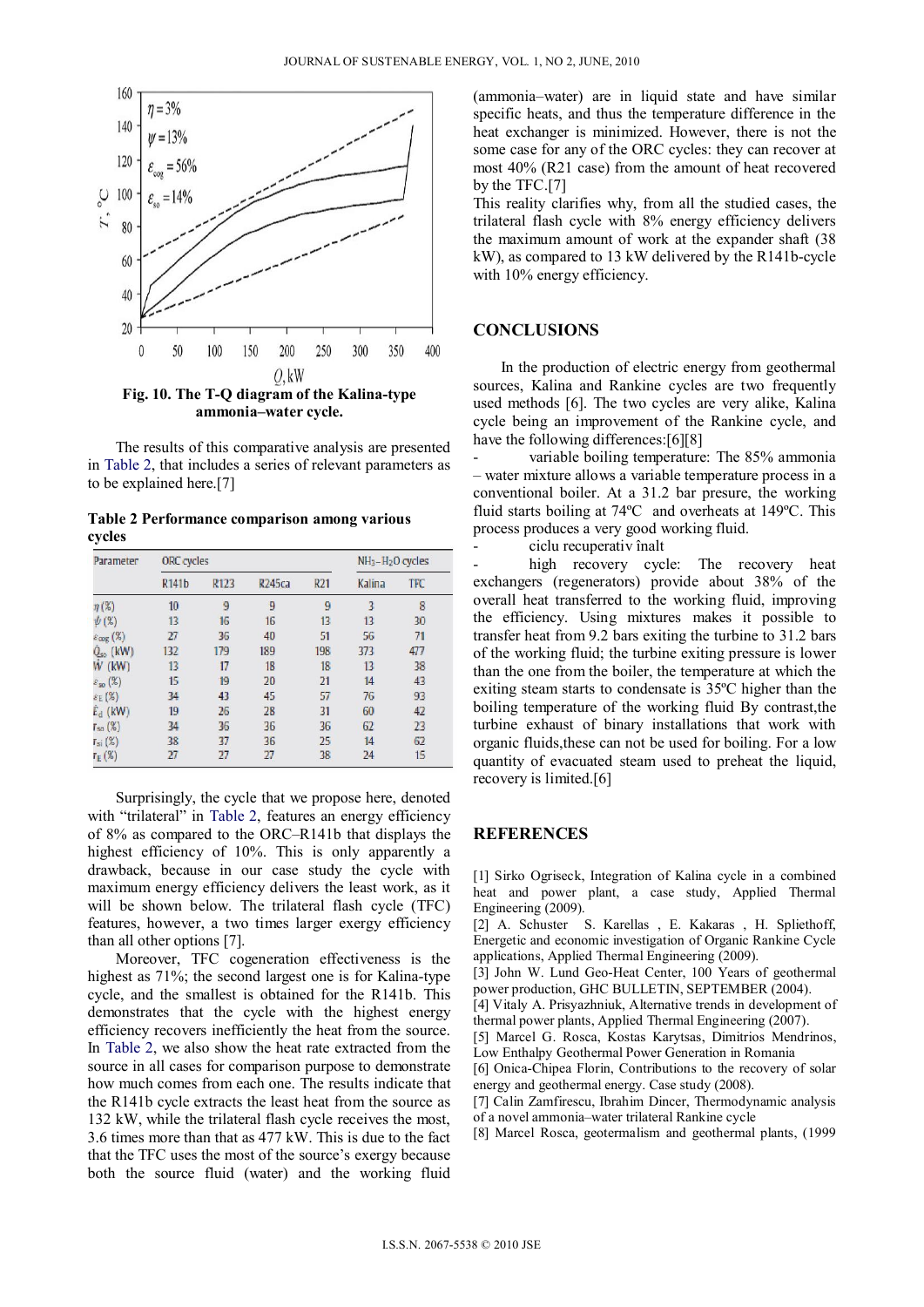160
140
120
100
80
60
40
20
$T$, °C
$\eta = 3\%$
$\psi = 13\%$
$\varepsilon_{cog} = 56\%$
$\varepsilon_{so} = 14\%$
0 50 100 150 200 250 300 350 400
$Q$, kW

**Fig. 10. The T-Q diagram of the Kalina-type ammonia–water cycle.**

The results of this comparative analysis are presented in Table 2, that includes a series of relevant parameters as to be explained here.[7]

**Table 2 Performance comparison among various cycles**

| Parameter | ORC cycles | | | | $NH_3$–$H_2O$ cycles | |
|---|---|---|---|---|---|---|
| | R141b | R123 | R245ca | R21 | Kalina | TFC |
| $\eta$ (%) | 10 | 9 | 9 | 9 | 3 | 8 |
| $\psi$ (%) | 13 | 16 | 16 | 13 | 13 | 30 |
| $\varepsilon_{cog}$ (%) | 27 | 36 | 40 | 51 | 56 | 71 |
| $\dot{Q}_{so}$ (kW) | 132 | 179 | 189 | 198 | 373 | 477 |
| $\dot{W}$ (kW) | 13 | 17 | 18 | 18 | 13 | 38 |
| $\varepsilon_{so}$ (%) | 15 | 19 | 20 | 21 | 14 | 43 |
| $\varepsilon_{E}$ (%) | 34 | 43 | 45 | 57 | 76 | 93 |
| $\dot{E}_d$ (kW) | 19 | 26 | 28 | 31 | 60 | 42 |
| $r_{so}$ (%) | 34 | 36 | 36 | 36 | 62 | 23 |
| $r_{si}$ (%) | 38 | 37 | 36 | 25 | 14 | 62 |
| $r_E$ (%) | 27 | 27 | 27 | 38 | 24 | 15 |

Surprisingly, the cycle that we propose here, denoted with "trilateral" in Table 2, features an energy efficiency of 8% as compared to the ORC–R141b that displays the highest efficiency of 10%. This is only apparently a drawback, because in our case study the cycle with maximum energy efficiency delivers the least work, as it will be shown below. The trilateral flash cycle (TFC) features, however, a two times larger exergy efficiency than all other options [7].

Moreover, TFC cogeneration effectiveness is the highest as 71%; the second largest one is for Kalina-type cycle, and the smallest is obtained for the R141b. This demonstrates that the cycle with the highest energy efficiency recovers inefficiently the heat from the source. In Table 2, we also show the heat rate extracted from the source in all cases for comparison purpose to demonstrate how much comes from each one. The results indicate that the R141b cycle extracts the least heat from the source as 132 kW, while the trilateral flash cycle receives the most, 3.6 times more than that as 477 kW. This is due to the fact that the TFC uses the most of the source's exergy because both the source fluid (water) and the working fluid (ammonia–water) are in liquid state and have similar specific heats, and thus the temperature difference in the heat exchanger is minimized. However, there is not the some case for any of the ORC cycles: they can recover at most 40% (R21 case) from the amount of heat recovered by the TFC.[7]

This reality clarifies why, from all the studied cases, the trilateral flash cycle with 8% energy efficiency delivers the maximum amount of work at the expander shaft (38 kW), as compared to 13 kW delivered by the R141b-cycle with 10% energy efficiency.

## CONCLUSIONS

In the production of electric energy from geothermal sources, Kalina and Rankine cycles are two frequently used methods [6]. The two cycles are very alike, Kalina cycle being an improvement of the Rankine cycle, and have the following differences:[6][8]

- variable boiling temperature: The 85% ammonia – water mixture allows a variable temperature process in a conventional boiler. At a 31.2 bar presure, the working fluid starts boiling at 74ºC and overheats at 149ºC. This process produces a very good working fluid.
- ciclu recuperativ înalt
- high recovery cycle: The recovery heat exchangers (regenerators) provide about 38% of the overall heat transferred to the working fluid, improving the efficiency. Using mixtures makes it possible to transfer heat from 9.2 bars exiting the turbine to 31.2 bars of the working fluid; the turbine exiting pressure is lower than the one from the boiler, the temperature at which the exiting steam starts to condensate is 35ºC higher than the boiling temperature of the working fluid By contrast,the turbine exhaust of binary installations that work with organic fluids,these can not be used for boiling. For a low quantity of evacuated steam used to preheat the liquid, recovery is limited.[6]

## REFERENCES

[1] Sirko Ogriseck, Integration of Kalina cycle in a combined heat and power plant, a case study, Applied Thermal Engineering (2009).

[2] A. Schuster S. Karellas , E. Kakaras , H. Spliethoff, Energetic and economic investigation of Organic Rankine Cycle applications, Applied Thermal Engineering (2009).

[3] John W. Lund Geo-Heat Center, 100 Years of geothermal power production, GHC BULLETIN, SEPTEMBER (2004).

[4] Vitaly A. Prisyazhniuk, Alternative trends in development of thermal power plants, Applied Thermal Engineering (2007).

[5] Marcel G. Rosca, Kostas Karytsas, Dimitrios Mendrinos, Low Enthalpy Geothermal Power Generation in Romania

[6] Onica-Chipea Florin, Contributions to the recovery of solar energy and geothermal energy. Case study (2008).

[7] Calin Zamfirescu, Ibrahim Dincer, Thermodynamic analysis of a novel ammonia–water trilateral Rankine cycle

[8] Marcel Rosca, geotermalism and geothermal plants, (1999